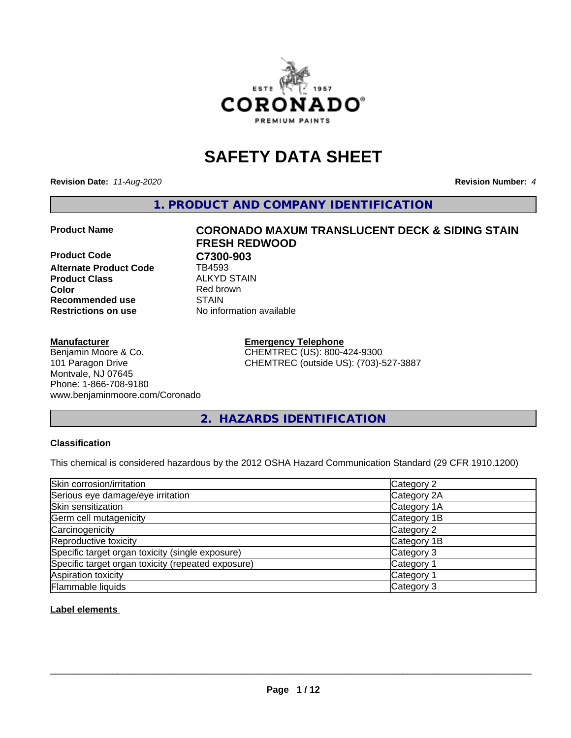# SAFETY DATA SHEET

**Revision Date:** *11-Aug-2020* **Revision Number:** *4*

## 1. PRODUCT AND COMPANY IDENTIFICATION

**Product Name** **CORONADO MAXUM TRANSLUCENT DECK & SIDING STAIN FRESH REDWOOD**

**Product Code** **C7300-903**

**Alternate Product Code** TB4593

**Product Class** ALKYD STAIN

**Color** Red brown

**Recommended use** STAIN

**Restrictions on use** No information available

**Manufacturer**
Benjamin Moore & Co.
101 Paragon Drive
Montvale, NJ 07645
Phone: 1-866-708-9180
www.benjaminmoore.com/Coronado

**Emergency Telephone**
CHEMTREC (US): 800-424-9300
CHEMTREC (outside US): (703)-527-3887

## 2. HAZARDS IDENTIFICATION

**Classification**

This chemical is considered hazardous by the 2012 OSHA Hazard Communication Standard (29 CFR 1910.1200)

| Hazard | Category |
|---|---|
| Skin corrosion/irritation | Category 2 |
| Serious eye damage/eye irritation | Category 2A |
| Skin sensitization | Category 1A |
| Germ cell mutagenicity | Category 1B |
| Carcinogenicity | Category 2 |
| Reproductive toxicity | Category 1B |
| Specific target organ toxicity (single exposure) | Category 3 |
| Specific target organ toxicity (repeated exposure) | Category 1 |
| Aspiration toxicity | Category 1 |
| Flammable liquids | Category 3 |

**Label elements**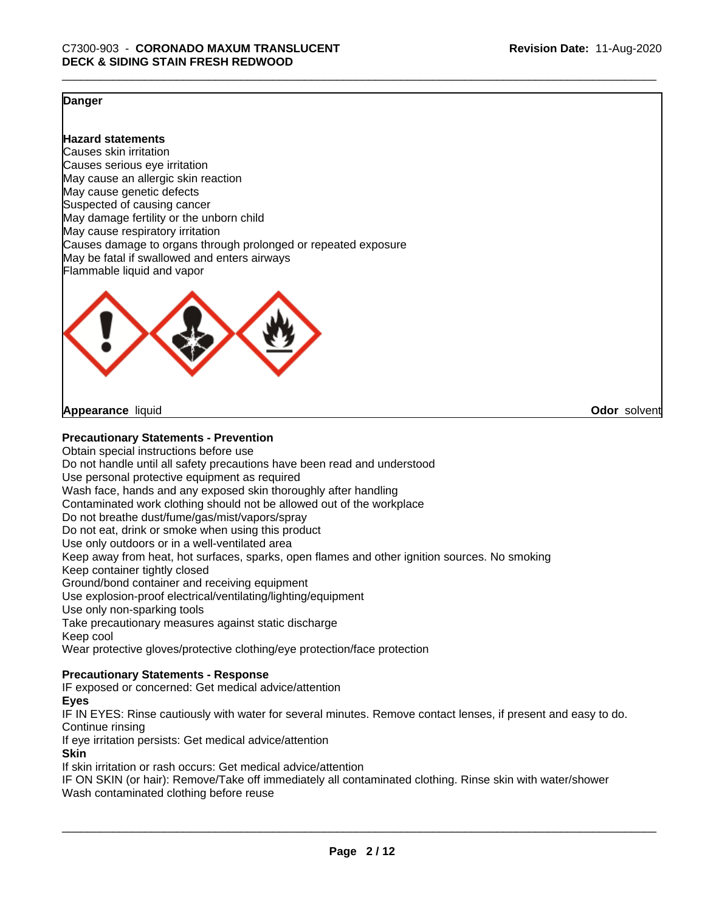**Danger**

**Hazard statements**

Causes skin irritation
Causes serious eye irritation
May cause an allergic skin reaction
May cause genetic defects
Suspected of causing cancer
May damage fertility or the unborn child
May cause respiratory irritation
Causes damage to organs through prolonged or repeated exposure
May be fatal if swallowed and enters airways
Flammable liquid and vapor

**Appearance** liquid **Odor** solvent

**Precautionary Statements - Prevention**

Obtain special instructions before use
Do not handle until all safety precautions have been read and understood
Use personal protective equipment as required
Wash face, hands and any exposed skin thoroughly after handling
Contaminated work clothing should not be allowed out of the workplace
Do not breathe dust/fume/gas/mist/vapors/spray
Do not eat, drink or smoke when using this product
Use only outdoors or in a well-ventilated area
Keep away from heat, hot surfaces, sparks, open flames and other ignition sources. No smoking
Keep container tightly closed
Ground/bond container and receiving equipment
Use explosion-proof electrical/ventilating/lighting/equipment
Use only non-sparking tools
Take precautionary measures against static discharge
Keep cool
Wear protective gloves/protective clothing/eye protection/face protection

**Precautionary Statements - Response**

IF exposed or concerned: Get medical advice/attention

**Eyes**

IF IN EYES: Rinse cautiously with water for several minutes. Remove contact lenses, if present and easy to do. Continue rinsing
If eye irritation persists: Get medical advice/attention

**Skin**

If skin irritation or rash occurs: Get medical advice/attention
IF ON SKIN (or hair): Remove/Take off immediately all contaminated clothing. Rinse skin with water/shower
Wash contaminated clothing before reuse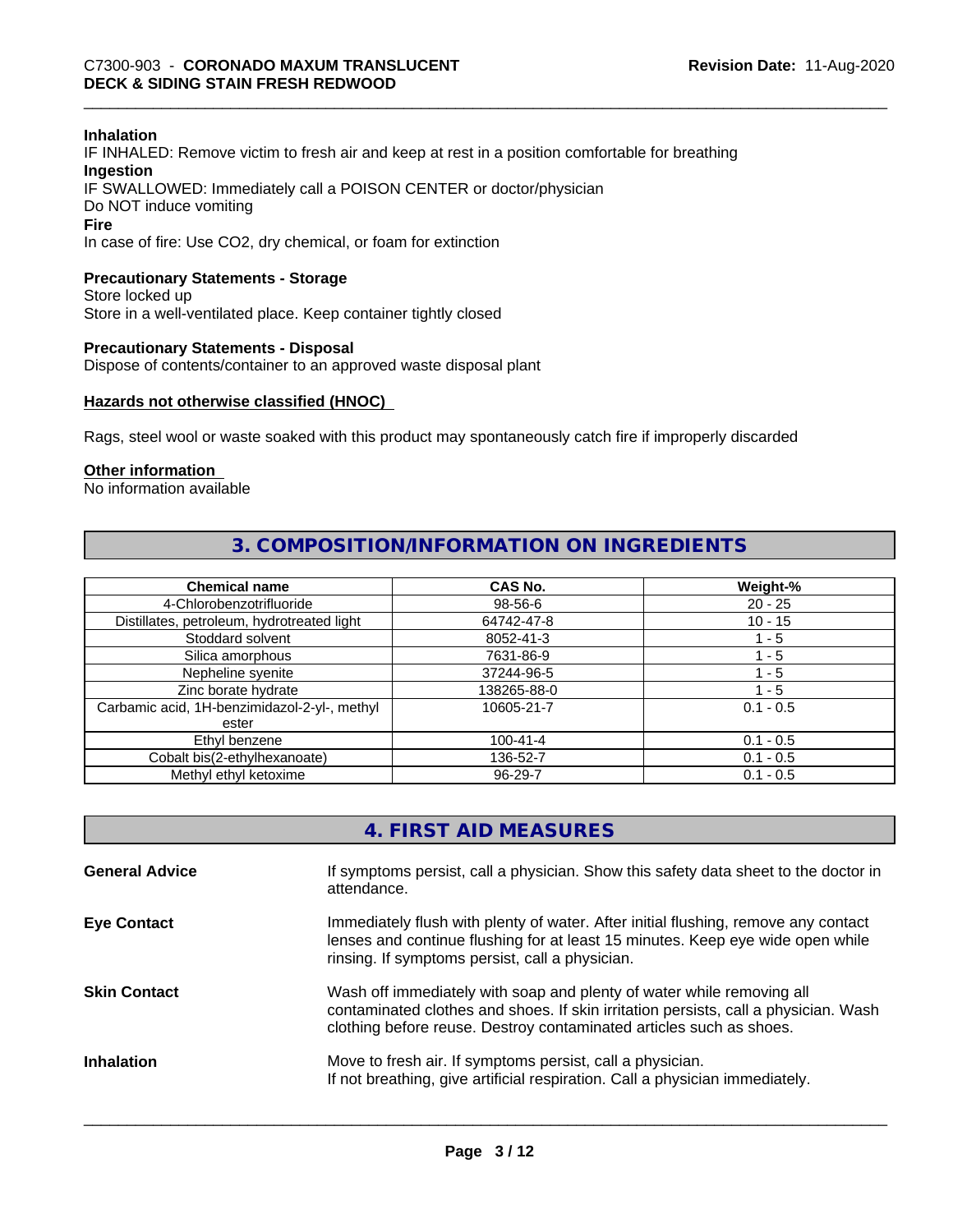**Inhalation**
IF INHALED: Remove victim to fresh air and keep at rest in a position comfortable for breathing
**Ingestion**
IF SWALLOWED: Immediately call a POISON CENTER or doctor/physician
Do NOT induce vomiting
**Fire**
In case of fire: Use CO2, dry chemical, or foam for extinction

**Precautionary Statements - Storage**
Store locked up
Store in a well-ventilated place. Keep container tightly closed

**Precautionary Statements - Disposal**
Dispose of contents/container to an approved waste disposal plant

**Hazards not otherwise classified (HNOC)**

Rags, steel wool or waste soaked with this product may spontaneously catch fire if improperly discarded

**Other information**
No information available

## 3. COMPOSITION/INFORMATION ON INGREDIENTS

| Chemical name | CAS No. | Weight-% |
|---|---|---|
| 4-Chlorobenzotrifluoride | 98-56-6 | 20 - 25 |
| Distillates, petroleum, hydrotreated light | 64742-47-8 | 10 - 15 |
| Stoddard solvent | 8052-41-3 | 1 - 5 |
| Silica amorphous | 7631-86-9 | 1 - 5 |
| Nepheline syenite | 37244-96-5 | 1 - 5 |
| Zinc borate hydrate | 138265-88-0 | 1 - 5 |
| Carbamic acid, 1H-benzimidazol-2-yl-, methyl ester | 10605-21-7 | 0.1 - 0.5 |
| Ethyl benzene | 100-41-4 | 0.1 - 0.5 |
| Cobalt bis(2-ethylhexanoate) | 136-52-7 | 0.1 - 0.5 |
| Methyl ethyl ketoxime | 96-29-7 | 0.1 - 0.5 |

## 4. FIRST AID MEASURES

**General Advice**
If symptoms persist, call a physician. Show this safety data sheet to the doctor in attendance.

**Eye Contact**
Immediately flush with plenty of water. After initial flushing, remove any contact lenses and continue flushing for at least 15 minutes. Keep eye wide open while rinsing. If symptoms persist, call a physician.

**Skin Contact**
Wash off immediately with soap and plenty of water while removing all contaminated clothes and shoes. If skin irritation persists, call a physician. Wash clothing before reuse. Destroy contaminated articles such as shoes.

**Inhalation**
Move to fresh air. If symptoms persist, call a physician.
If not breathing, give artificial respiration. Call a physician immediately.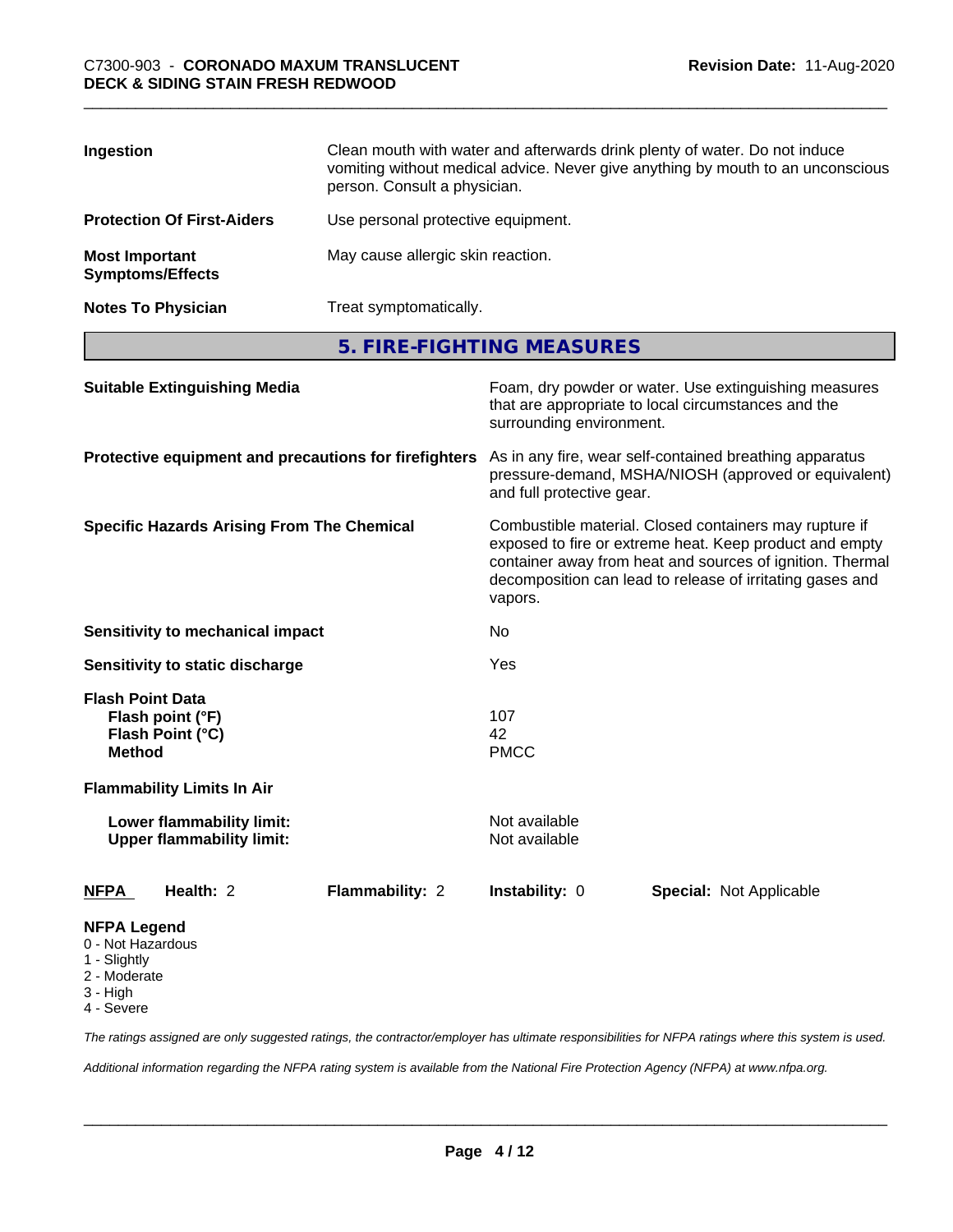| | |
|---|---|
| **Ingestion** | Clean mouth with water and afterwards drink plenty of water. Do not induce vomiting without medical advice. Never give anything by mouth to an unconscious person. Consult a physician. |
| **Protection Of First-Aiders** | Use personal protective equipment. |
| **Most Important Symptoms/Effects** | May cause allergic skin reaction. |
| **Notes To Physician** | Treat symptomatically. |

## 5. FIRE-FIGHTING MEASURES

| | |
|---|---|
| **Suitable Extinguishing Media** | Foam, dry powder or water. Use extinguishing measures that are appropriate to local circumstances and the surrounding environment. |
| **Protective equipment and precautions for firefighters** | As in any fire, wear self-contained breathing apparatus pressure-demand, MSHA/NIOSH (approved or equivalent) and full protective gear. |
| **Specific Hazards Arising From The Chemical** | Combustible material. Closed containers may rupture if exposed to fire or extreme heat. Keep product and empty container away from heat and sources of ignition. Thermal decomposition can lead to release of irritating gases and vapors. |
| **Sensitivity to mechanical impact** | No |
| **Sensitivity to static discharge** | Yes |

**Flash Point Data**

| | |
|---|---|
| **Flash point (°F)** | 107 |
| **Flash Point (°C)** | 42 |
| **Method** | PMCC |

**Flammability Limits In Air**

| | |
|---|---|
| **Lower flammability limit:** | Not available |
| **Upper flammability limit:** | Not available |

| **NFPA** | **Health:** 2 | **Flammability:** 2 | **Instability:** 0 | **Special:** Not Applicable |
|---|---|---|---|---|

**NFPA Legend**
- 0 - Not Hazardous
- 1 - Slightly
- 2 - Moderate
- 3 - High
- 4 - Severe

*The ratings assigned are only suggested ratings, the contractor/employer has ultimate responsibilities for NFPA ratings where this system is used.*

*Additional information regarding the NFPA rating system is available from the National Fire Protection Agency (NFPA) at www.nfpa.org.*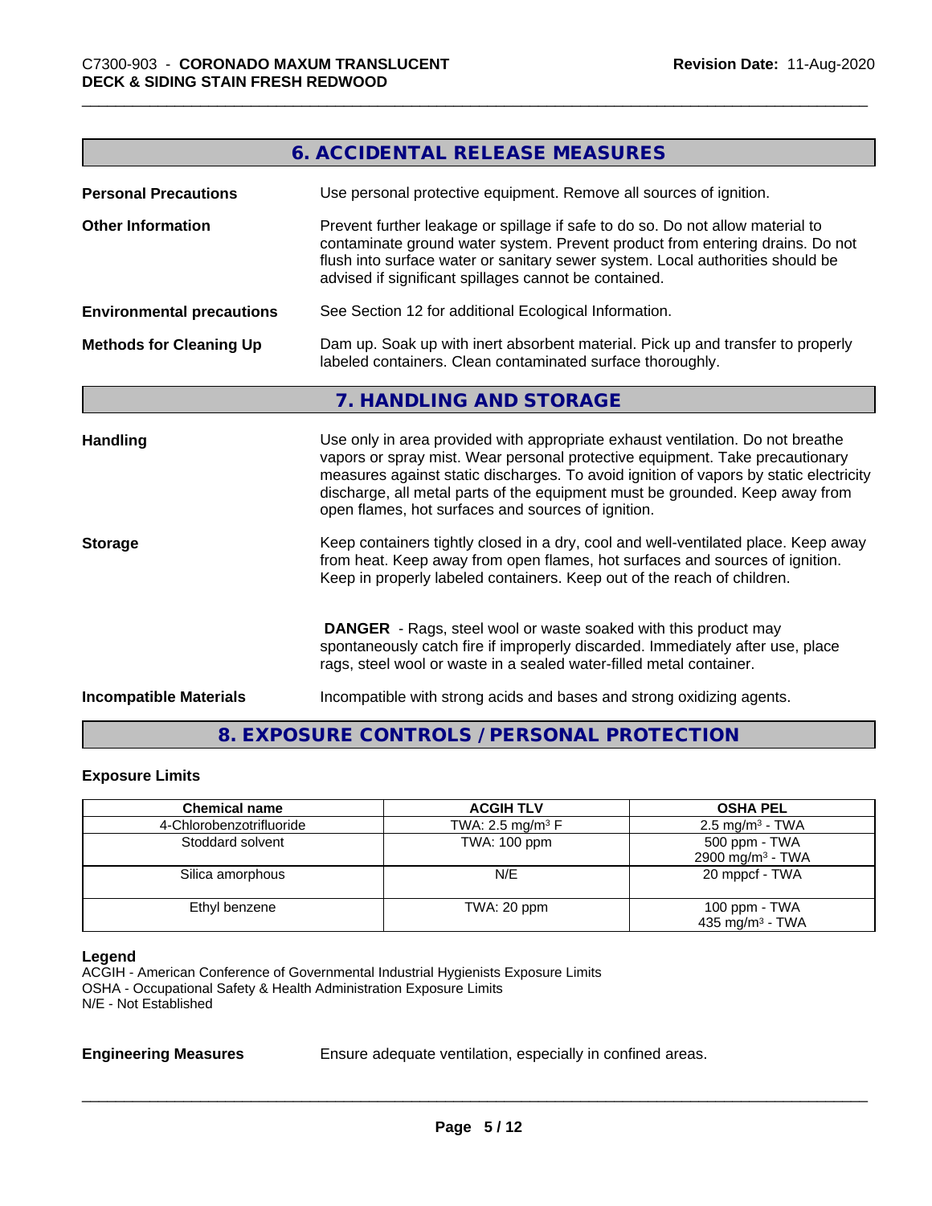## 6. ACCIDENTAL RELEASE MEASURES

**Personal Precautions** Use personal protective equipment. Remove all sources of ignition.

**Other Information** Prevent further leakage or spillage if safe to do so. Do not allow material to contaminate ground water system. Prevent product from entering drains. Do not flush into surface water or sanitary sewer system. Local authorities should be advised if significant spillages cannot be contained.

**Environmental precautions** See Section 12 for additional Ecological Information.

**Methods for Cleaning Up** Dam up. Soak up with inert absorbent material. Pick up and transfer to properly labeled containers. Clean contaminated surface thoroughly.

## 7. HANDLING AND STORAGE

**Handling** Use only in area provided with appropriate exhaust ventilation. Do not breathe vapors or spray mist. Wear personal protective equipment. Take precautionary measures against static discharges. To avoid ignition of vapors by static electricity discharge, all metal parts of the equipment must be grounded. Keep away from open flames, hot surfaces and sources of ignition.

**Storage** Keep containers tightly closed in a dry, cool and well-ventilated place. Keep away from heat. Keep away from open flames, hot surfaces and sources of ignition. Keep in properly labeled containers. Keep out of the reach of children.

**DANGER** - Rags, steel wool or waste soaked with this product may spontaneously catch fire if improperly discarded. Immediately after use, place rags, steel wool or waste in a sealed water-filled metal container.

**Incompatible Materials** Incompatible with strong acids and bases and strong oxidizing agents.

## 8. EXPOSURE CONTROLS / PERSONAL PROTECTION

### Exposure Limits

| Chemical name | ACGIH TLV | OSHA PEL |
|---|---|---|
| 4-Chlorobenzotrifluoride | TWA: 2.5 mg/m³ F | 2.5 mg/m³ - TWA |
| Stoddard solvent | TWA: 100 ppm | 500 ppm - TWA<br>2900 mg/m³ - TWA |
| Silica amorphous | N/E | 20 mppcf - TWA |
| Ethyl benzene | TWA: 20 ppm | 100 ppm - TWA<br>435 mg/m³ - TWA |

**Legend**
ACGIH - American Conference of Governmental Industrial Hygienists Exposure Limits
OSHA - Occupational Safety & Health Administration Exposure Limits
N/E - Not Established

**Engineering Measures** Ensure adequate ventilation, especially in confined areas.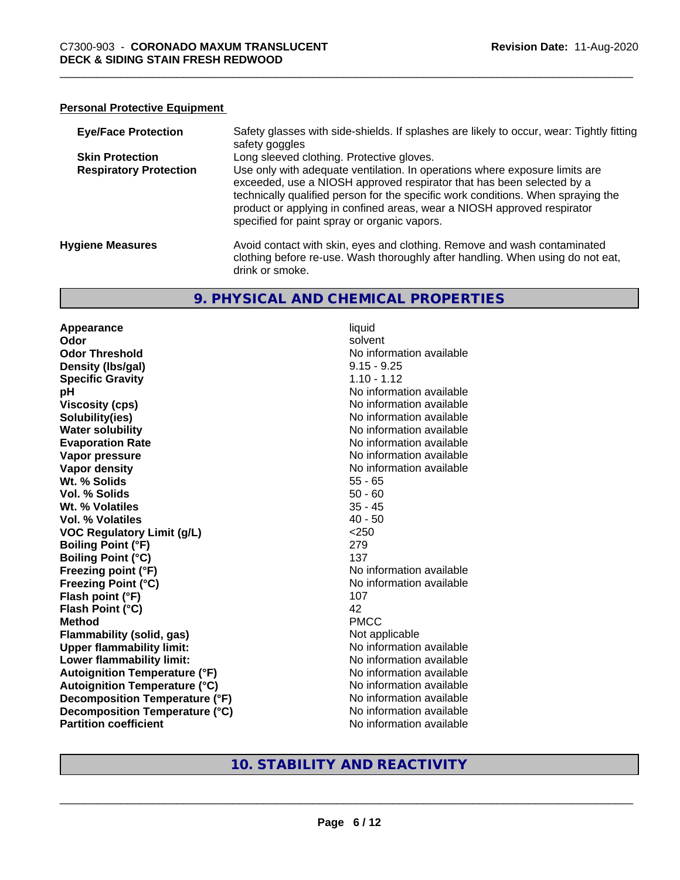#### Personal Protective Equipment

| | |
|---|---|
| **Eye/Face Protection** | Safety glasses with side-shields. If splashes are likely to occur, wear: Tightly fitting safety goggles |
| **Skin Protection** | Long sleeved clothing. Protective gloves. |
| **Respiratory Protection** | Use only with adequate ventilation. In operations where exposure limits are exceeded, use a NIOSH approved respirator that has been selected by a technically qualified person for the specific work conditions. When spraying the product or applying in confined areas, wear a NIOSH approved respirator specified for paint spray or organic vapors. |

**Hygiene Measures** — Avoid contact with skin, eyes and clothing. Remove and wash contaminated clothing before re-use. Wash thoroughly after handling. When using do not eat, drink or smoke.

## 9. PHYSICAL AND CHEMICAL PROPERTIES

| | |
|---|---|
| **Appearance** | liquid |
| **Odor** | solvent |
| **Odor Threshold** | No information available |
| **Density (lbs/gal)** | 9.15 - 9.25 |
| **Specific Gravity** | 1.10 - 1.12 |
| **pH** | No information available |
| **Viscosity (cps)** | No information available |
| **Solubility(ies)** | No information available |
| **Water solubility** | No information available |
| **Evaporation Rate** | No information available |
| **Vapor pressure** | No information available |
| **Vapor density** | No information available |
| **Wt. % Solids** | 55 - 65 |
| **Vol. % Solids** | 50 - 60 |
| **Wt. % Volatiles** | 35 - 45 |
| **Vol. % Volatiles** | 40 - 50 |
| **VOC Regulatory Limit (g/L)** | <250 |
| **Boiling Point (°F)** | 279 |
| **Boiling Point (°C)** | 137 |
| **Freezing point (°F)** | No information available |
| **Freezing Point (°C)** | No information available |
| **Flash point (°F)** | 107 |
| **Flash Point (°C)** | 42 |
| **Method** | PMCC |
| **Flammability (solid, gas)** | Not applicable |
| **Upper flammability limit:** | No information available |
| **Lower flammability limit:** | No information available |
| **Autoignition Temperature (°F)** | No information available |
| **Autoignition Temperature (°C)** | No information available |
| **Decomposition Temperature (°F)** | No information available |
| **Decomposition Temperature (°C)** | No information available |
| **Partition coefficient** | No information available |

## 10. STABILITY AND REACTIVITY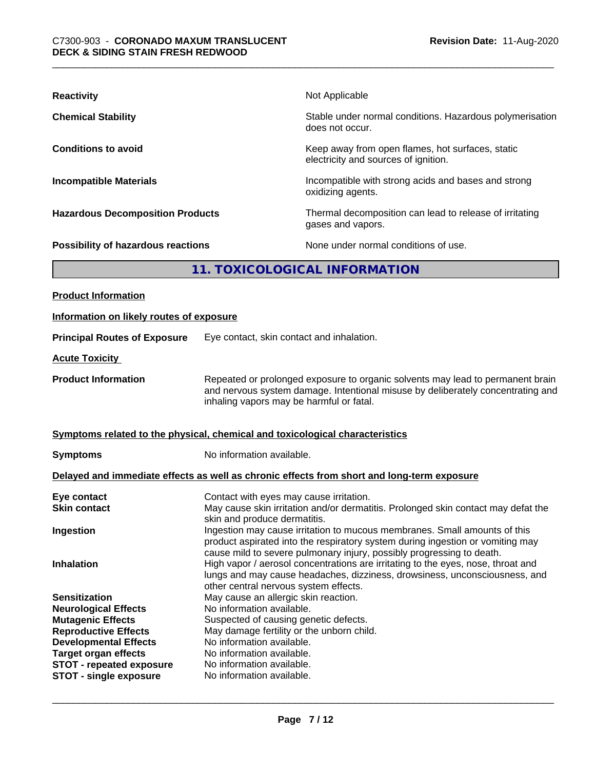| | |
|---|---|
| **Reactivity** | Not Applicable |
| **Chemical Stability** | Stable under normal conditions. Hazardous polymerisation does not occur. |
| **Conditions to avoid** | Keep away from open flames, hot surfaces, static electricity and sources of ignition. |
| **Incompatible Materials** | Incompatible with strong acids and bases and strong oxidizing agents. |
| **Hazardous Decomposition Products** | Thermal decomposition can lead to release of irritating gases and vapors. |
| **Possibility of hazardous reactions** | None under normal conditions of use. |

## 11. TOXICOLOGICAL INFORMATION

**Product Information**

**Information on likely routes of exposure**

**Principal Routes of Exposure** Eye contact, skin contact and inhalation.

**Acute Toxicity**

**Product Information** Repeated or prolonged exposure to organic solvents may lead to permanent brain and nervous system damage. Intentional misuse by deliberately concentrating and inhaling vapors may be harmful or fatal.

**Symptoms related to the physical, chemical and toxicological characteristics**

**Symptoms** No information available.

**Delayed and immediate effects as well as chronic effects from short and long-term exposure**

| | |
|---|---|
| **Eye contact** | Contact with eyes may cause irritation. |
| **Skin contact** | May cause skin irritation and/or dermatitis. Prolonged skin contact may defat the skin and produce dermatitis. |
| **Ingestion** | Ingestion may cause irritation to mucous membranes. Small amounts of this product aspirated into the respiratory system during ingestion or vomiting may cause mild to severe pulmonary injury, possibly progressing to death. |
| **Inhalation** | High vapor / aerosol concentrations are irritating to the eyes, nose, throat and lungs and may cause headaches, dizziness, drowsiness, unconsciousness, and other central nervous system effects. |
| **Sensitization** | May cause an allergic skin reaction. |
| **Neurological Effects** | No information available. |
| **Mutagenic Effects** | Suspected of causing genetic defects. |
| **Reproductive Effects** | May damage fertility or the unborn child. |
| **Developmental Effects** | No information available. |
| **Target organ effects** | No information available. |
| **STOT - repeated exposure** | No information available. |
| **STOT - single exposure** | No information available. |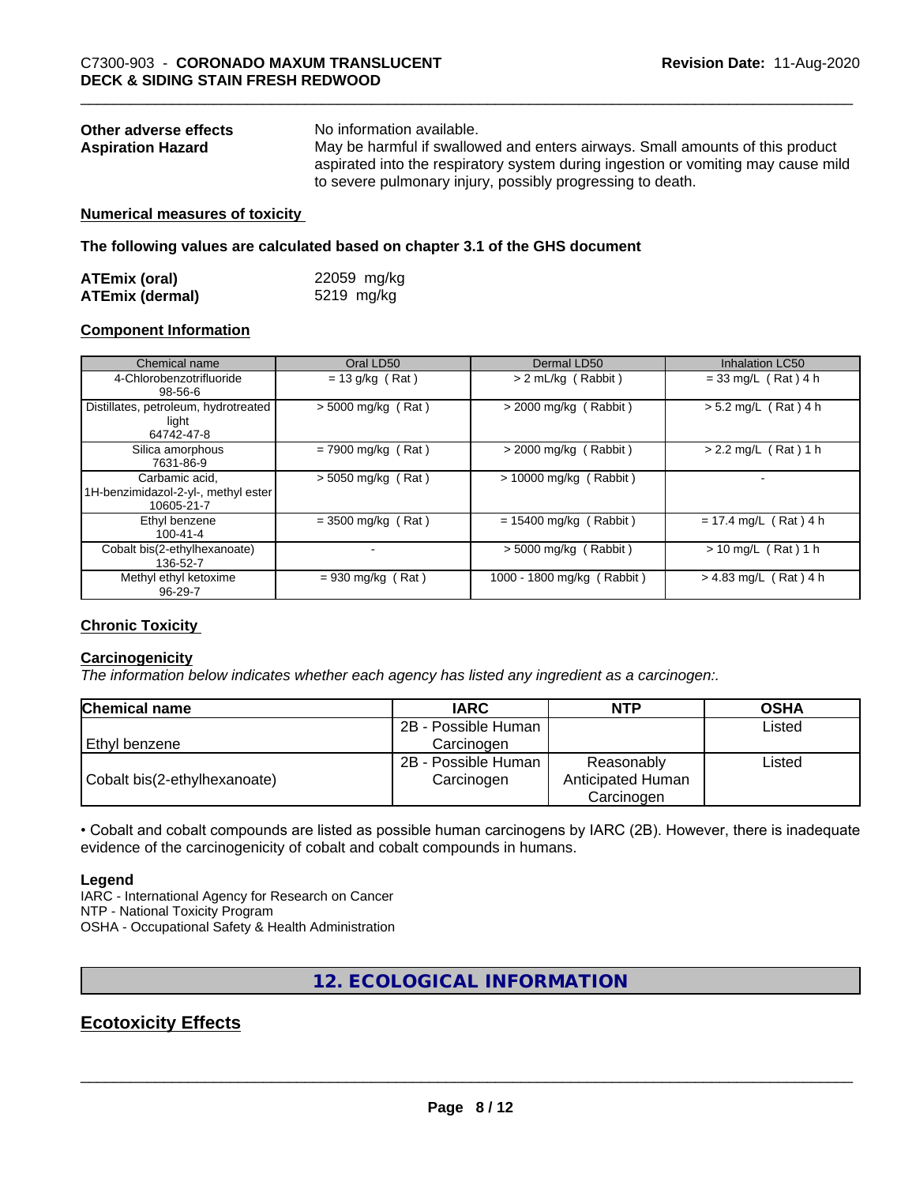**Other adverse effects** No information available.

**Aspiration Hazard** May be harmful if swallowed and enters airways. Small amounts of this product aspirated into the respiratory system during ingestion or vomiting may cause mild to severe pulmonary injury, possibly progressing to death.

**Numerical measures of toxicity**

**The following values are calculated based on chapter 3.1 of the GHS document**

| | |
|---|---|
| **ATEmix (oral)** | 22059 mg/kg |
| **ATEmix (dermal)** | 5219 mg/kg |

**Component Information**

| Chemical name | Oral LD50 | Dermal LD50 | Inhalation LC50 |
|---|---|---|---|
| 4-Chlorobenzotrifluoride<br>98-56-6 | = 13 g/kg ( Rat ) | > 2 mL/kg ( Rabbit ) | = 33 mg/L ( Rat ) 4 h |
| Distillates, petroleum, hydrotreated light<br>64742-47-8 | > 5000 mg/kg ( Rat ) | > 2000 mg/kg ( Rabbit ) | > 5.2 mg/L ( Rat ) 4 h |
| Silica amorphous<br>7631-86-9 | = 7900 mg/kg ( Rat ) | > 2000 mg/kg ( Rabbit ) | > 2.2 mg/L ( Rat ) 1 h |
| Carbamic acid, 1H-benzimidazol-2-yl-, methyl ester<br>10605-21-7 | > 5050 mg/kg ( Rat ) | > 10000 mg/kg ( Rabbit ) | - |
| Ethyl benzene<br>100-41-4 | = 3500 mg/kg ( Rat ) | = 15400 mg/kg ( Rabbit ) | = 17.4 mg/L ( Rat ) 4 h |
| Cobalt bis(2-ethylhexanoate)<br>136-52-7 | - | > 5000 mg/kg ( Rabbit ) | > 10 mg/L ( Rat ) 1 h |
| Methyl ethyl ketoxime<br>96-29-7 | = 930 mg/kg ( Rat ) | 1000 - 1800 mg/kg ( Rabbit ) | > 4.83 mg/L ( Rat ) 4 h |

**Chronic Toxicity**

**Carcinogenicity**

*The information below indicates whether each agency has listed any ingredient as a carcinogen:.*

| Chemical name | IARC | NTP | OSHA |
|---|---|---|---|
| Ethyl benzene | 2B - Possible Human Carcinogen | | Listed |
| Cobalt bis(2-ethylhexanoate) | 2B - Possible Human Carcinogen | Reasonably Anticipated Human Carcinogen | Listed |

• Cobalt and cobalt compounds are listed as possible human carcinogens by IARC (2B). However, there is inadequate evidence of the carcinogenicity of cobalt and cobalt compounds in humans.

**Legend**

IARC - International Agency for Research on Cancer
NTP - National Toxicity Program
OSHA - Occupational Safety & Health Administration

## 12. ECOLOGICAL INFORMATION

## Ecotoxicity Effects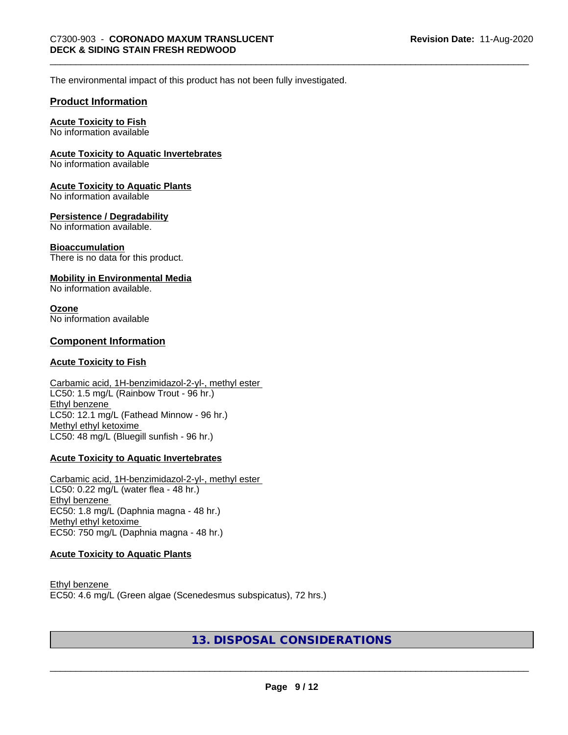The environmental impact of this product has not been fully investigated.

## Product Information

**Acute Toxicity to Fish**
No information available

**Acute Toxicity to Aquatic Invertebrates**
No information available

**Acute Toxicity to Aquatic Plants**
No information available

**Persistence / Degradability**
No information available.

**Bioaccumulation**
There is no data for this product.

**Mobility in Environmental Media**
No information available.

**Ozone**
No information available

## Component Information

**Acute Toxicity to Fish**

Carbamic acid, 1H-benzimidazol-2-yl-, methyl ester
LC50: 1.5 mg/L (Rainbow Trout - 96 hr.)
Ethyl benzene
LC50: 12.1 mg/L (Fathead Minnow - 96 hr.)
Methyl ethyl ketoxime
LC50: 48 mg/L (Bluegill sunfish - 96 hr.)

**Acute Toxicity to Aquatic Invertebrates**

Carbamic acid, 1H-benzimidazol-2-yl-, methyl ester
LC50: 0.22 mg/L (water flea - 48 hr.)
Ethyl benzene
EC50: 1.8 mg/L (Daphnia magna - 48 hr.)
Methyl ethyl ketoxime
EC50: 750 mg/L (Daphnia magna - 48 hr.)

**Acute Toxicity to Aquatic Plants**

Ethyl benzene
EC50: 4.6 mg/L (Green algae (Scenedesmus subspicatus), 72 hrs.)

# 13. DISPOSAL CONSIDERATIONS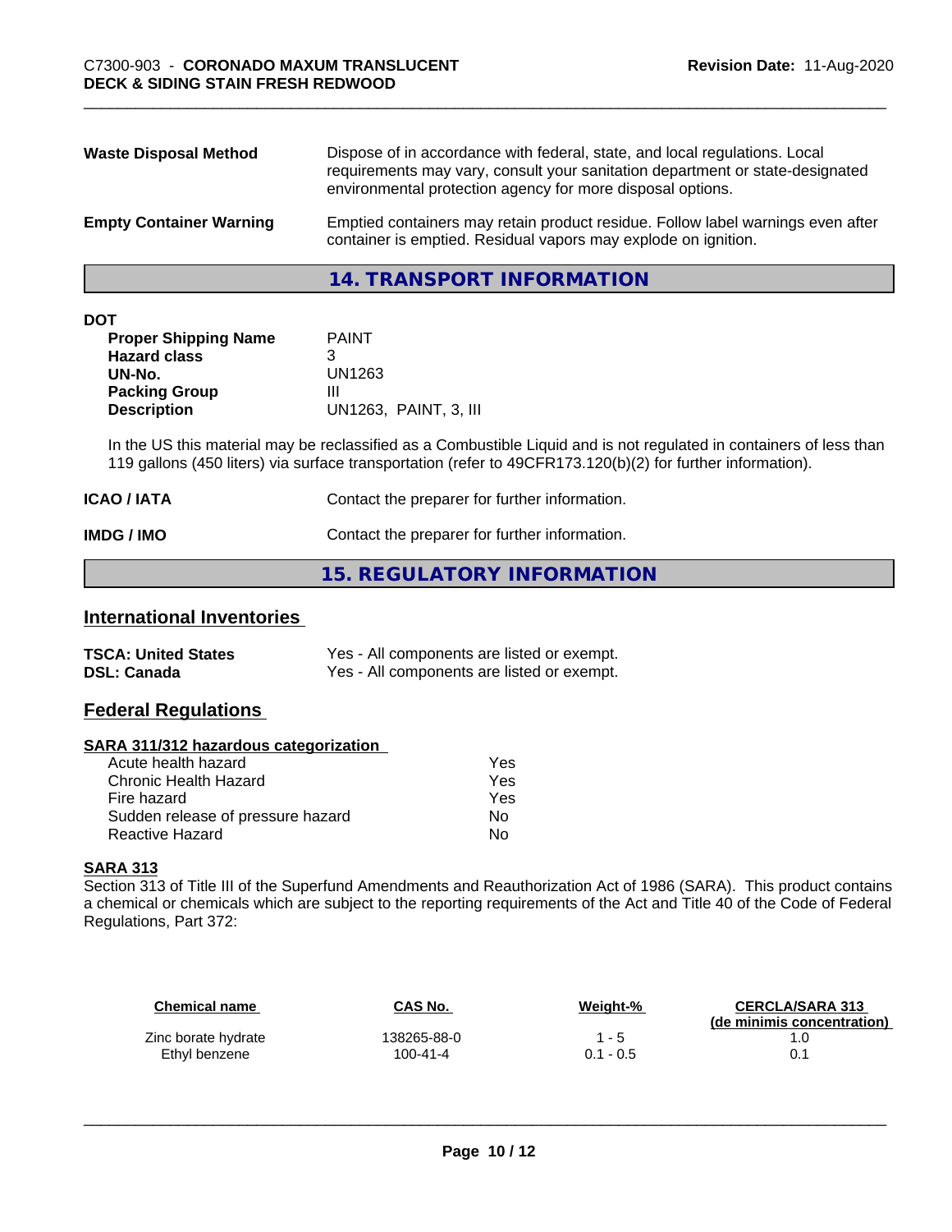| | |
|---|---|
| **Waste Disposal Method** | Dispose of in accordance with federal, state, and local regulations. Local requirements may vary, consult your sanitation department or state-designated environmental protection agency for more disposal options. |
| **Empty Container Warning** | Emptied containers may retain product residue. Follow label warnings even after container is emptied. Residual vapors may explode on ignition. |

## 14. TRANSPORT INFORMATION

**DOT**

| | |
|---|---|
| **Proper Shipping Name** | PAINT |
| **Hazard class** | 3 |
| **UN-No.** | UN1263 |
| **Packing Group** | III |
| **Description** | UN1263, PAINT, 3, III |

In the US this material may be reclassified as a Combustible Liquid and is not regulated in containers of less than 119 gallons (450 liters) via surface transportation (refer to 49CFR173.120(b)(2) for further information).

| | |
|---|---|
| **ICAO / IATA** | Contact the preparer for further information. |
| **IMDG / IMO** | Contact the preparer for further information. |

## 15. REGULATORY INFORMATION

### International Inventories

| | |
|---|---|
| **TSCA: United States** | Yes - All components are listed or exempt. |
| **DSL: Canada** | Yes - All components are listed or exempt. |

### Federal Regulations

**SARA 311/312 hazardous categorization**

| | |
|---|---|
| Acute health hazard | Yes |
| Chronic Health Hazard | Yes |
| Fire hazard | Yes |
| Sudden release of pressure hazard | No |
| Reactive Hazard | No |

**SARA 313**

Section 313 of Title III of the Superfund Amendments and Reauthorization Act of 1986 (SARA). This product contains a chemical or chemicals which are subject to the reporting requirements of the Act and Title 40 of the Code of Federal Regulations, Part 372:

| Chemical name | CAS No. | Weight-% | CERCLA/SARA 313 (de minimis concentration) |
|---|---|---|---|
| Zinc borate hydrate | 138265-88-0 | 1 - 5 | 1.0 |
| Ethyl benzene | 100-41-4 | 0.1 - 0.5 | 0.1 |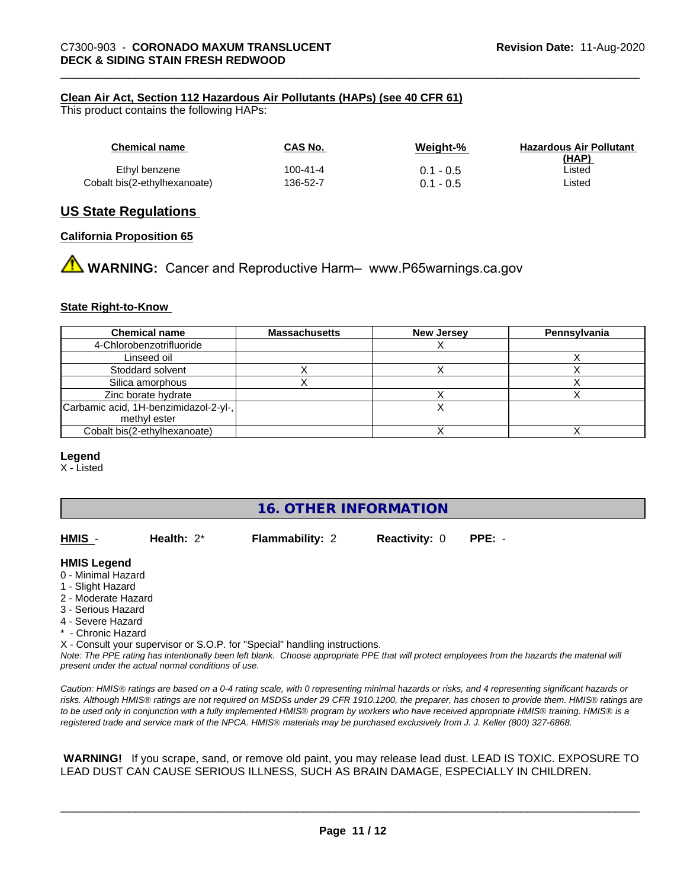**Clean Air Act, Section 112 Hazardous Air Pollutants (HAPs) (see 40 CFR 61)**
This product contains the following HAPs:

| Chemical name | CAS No. | Weight-% | Hazardous Air Pollutant (HAP) |
|---|---|---|---|
| Ethyl benzene | 100-41-4 | 0.1 - 0.5 | Listed |
| Cobalt bis(2-ethylhexanoate) | 136-52-7 | 0.1 - 0.5 | Listed |

## US State Regulations

**California Proposition 65**

**WARNING:** Cancer and Reproductive Harm– www.P65warnings.ca.gov

**State Right-to-Know**

| Chemical name | Massachusetts | New Jersey | Pennsylvania |
|---|---|---|---|
| 4-Chlorobenzotrifluoride | | X | |
| Linseed oil | | | X |
| Stoddard solvent | X | X | X |
| Silica amorphous | X | | X |
| Zinc borate hydrate | | X | X |
| Carbamic acid, 1H-benzimidazol-2-yl-, methyl ester | | X | |
| Cobalt bis(2-ethylhexanoate) | | X | X |

**Legend**
X - Listed

## 16. OTHER INFORMATION

**HMIS** - **Health:** 2* **Flammability:** 2 **Reactivity:** 0 **PPE:** -

**HMIS Legend**
0 - Minimal Hazard
1 - Slight Hazard
2 - Moderate Hazard
3 - Serious Hazard
4 - Severe Hazard
* - Chronic Hazard
X - Consult your supervisor or S.O.P. for "Special" handling instructions.
*Note: The PPE rating has intentionally been left blank. Choose appropriate PPE that will protect employees from the hazards the material will present under the actual normal conditions of use.*

*Caution: HMIS® ratings are based on a 0-4 rating scale, with 0 representing minimal hazards or risks, and 4 representing significant hazards or risks. Although HMIS® ratings are not required on MSDSs under 29 CFR 1910.1200, the preparer, has chosen to provide them. HMIS® ratings are to be used only in conjunction with a fully implemented HMIS® program by workers who have received appropriate HMIS® training. HMIS® is a registered trade and service mark of the NPCA. HMIS® materials may be purchased exclusively from J. J. Keller (800) 327-6868.*

**WARNING!** If you scrape, sand, or remove old paint, you may release lead dust. LEAD IS TOXIC. EXPOSURE TO LEAD DUST CAN CAUSE SERIOUS ILLNESS, SUCH AS BRAIN DAMAGE, ESPECIALLY IN CHILDREN.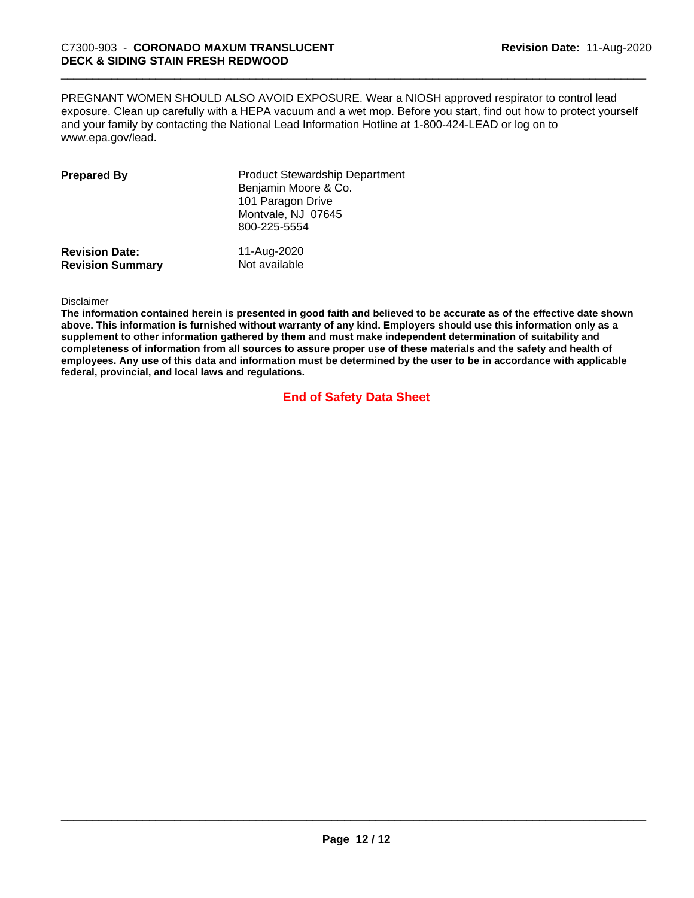PREGNANT WOMEN SHOULD ALSO AVOID EXPOSURE. Wear a NIOSH approved respirator to control lead exposure. Clean up carefully with a HEPA vacuum and a wet mop. Before you start, find out how to protect yourself and your family by contacting the National Lead Information Hotline at 1-800-424-LEAD or log on to www.epa.gov/lead.

| | |
|---|---|
| **Prepared By** | Product Stewardship Department<br>Benjamin Moore & Co.<br>101 Paragon Drive<br>Montvale, NJ 07645<br>800-225-5554 |
| **Revision Date:** | 11-Aug-2020 |
| **Revision Summary** | Not available |

Disclaimer

**The information contained herein is presented in good faith and believed to be accurate as of the effective date shown above. This information is furnished without warranty of any kind. Employers should use this information only as a supplement to other information gathered by them and must make independent determination of suitability and completeness of information from all sources to assure proper use of these materials and the safety and health of employees. Any use of this data and information must be determined by the user to be in accordance with applicable federal, provincial, and local laws and regulations.**

**End of Safety Data Sheet**